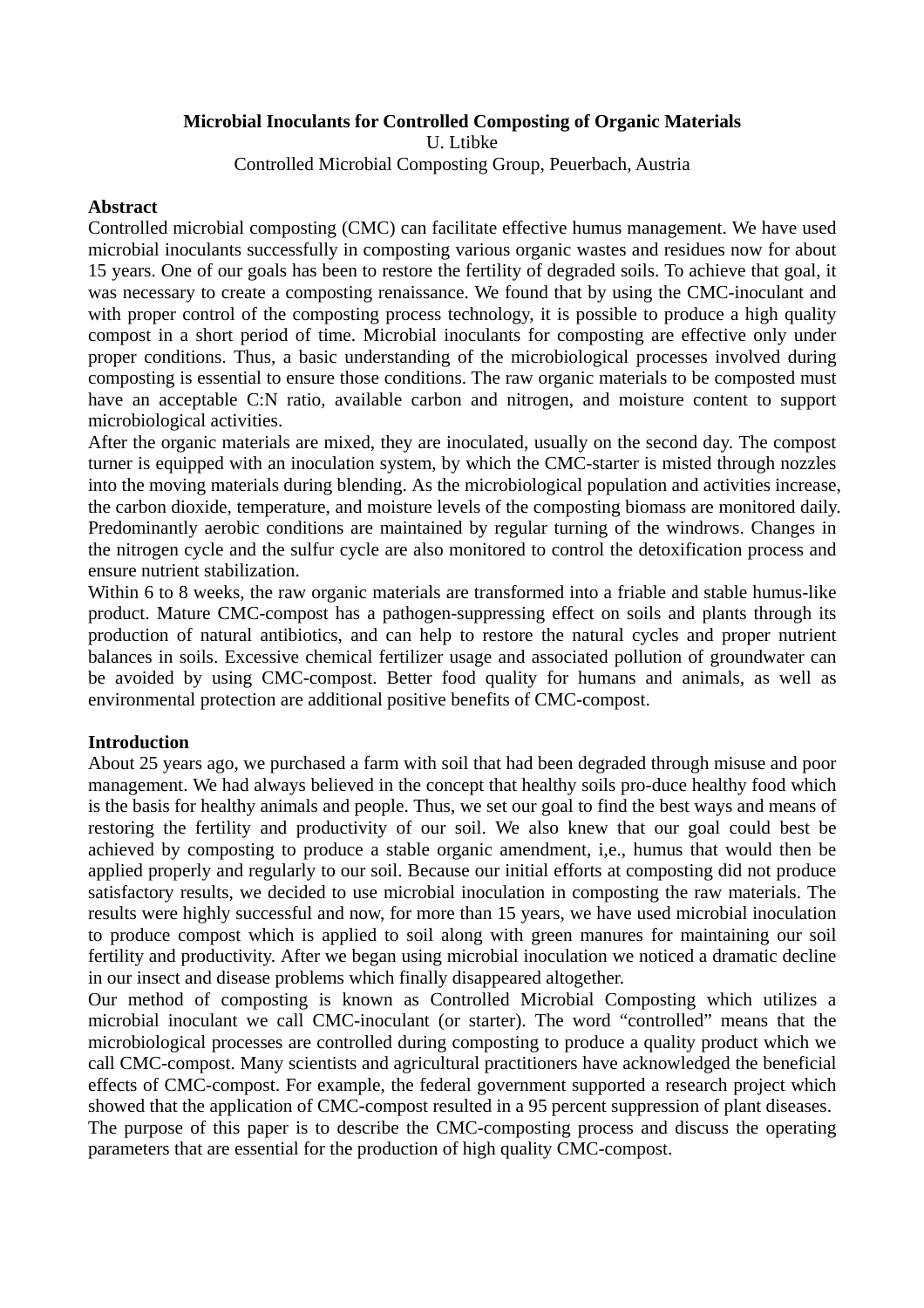# Microbial Inoculants for Controlled Composting of Organic Materials

U. Ltibke

Controlled Microbial Composting Group, Peuerbach, Austria

## Abstract

Controlled microbial composting (CMC) can facilitate effective humus management. We have used microbial inoculants successfully in composting various organic wastes and residues now for about 15 years. One of our goals has been to restore the fertility of degraded soils. To achieve that goal, it was necessary to create a composting renaissance. We found that by using the CMC-inoculant and with proper control of the composting process technology, it is possible to produce a high quality compost in a short period of time. Microbial inoculants for composting are effective only under proper conditions. Thus, a basic understanding of the microbiological processes involved during composting is essential to ensure those conditions. The raw organic materials to be composted must have an acceptable C:N ratio, available carbon and nitrogen, and moisture content to support microbiological activities.

After the organic materials are mixed, they are inoculated, usually on the second day. The compost turner is equipped with an inoculation system, by which the CMC-starter is misted through nozzles into the moving materials during blending. As the microbiological population and activities increase, the carbon dioxide, temperature, and moisture levels of the composting biomass are monitored daily. Predominantly aerobic conditions are maintained by regular turning of the windrows. Changes in the nitrogen cycle and the sulfur cycle are also monitored to control the detoxification process and ensure nutrient stabilization.

Within 6 to 8 weeks, the raw organic materials are transformed into a friable and stable humus-like product. Mature CMC-compost has a pathogen-suppressing effect on soils and plants through its production of natural antibiotics, and can help to restore the natural cycles and proper nutrient balances in soils. Excessive chemical fertilizer usage and associated pollution of groundwater can be avoided by using CMC-compost. Better food quality for humans and animals, as well as environmental protection are additional positive benefits of CMC-compost.

## Introduction

About 25 years ago, we purchased a farm with soil that had been degraded through misuse and poor management. We had always believed in the concept that healthy soils pro-duce healthy food which is the basis for healthy animals and people. Thus, we set our goal to find the best ways and means of restoring the fertility and productivity of our soil. We also knew that our goal could best be achieved by composting to produce a stable organic amendment, i,e., humus that would then be applied properly and regularly to our soil. Because our initial efforts at composting did not produce satisfactory results, we decided to use microbial inoculation in composting the raw materials. The results were highly successful and now, for more than 15 years, we have used microbial inoculation to produce compost which is applied to soil along with green manures for maintaining our soil fertility and productivity. After we began using microbial inoculation we noticed a dramatic decline in our insect and disease problems which finally disappeared altogether.

Our method of composting is known as Controlled Microbial Composting which utilizes a microbial inoculant we call CMC-inoculant (or starter). The word "controlled" means that the microbiological processes are controlled during composting to produce a quality product which we call CMC-compost. Many scientists and agricultural practitioners have acknowledged the beneficial effects of CMC-compost. For example, the federal government supported a research project which showed that the application of CMC-compost resulted in a 95 percent suppression of plant diseases.

The purpose of this paper is to describe the CMC-composting process and discuss the operating parameters that are essential for the production of high quality CMC-compost.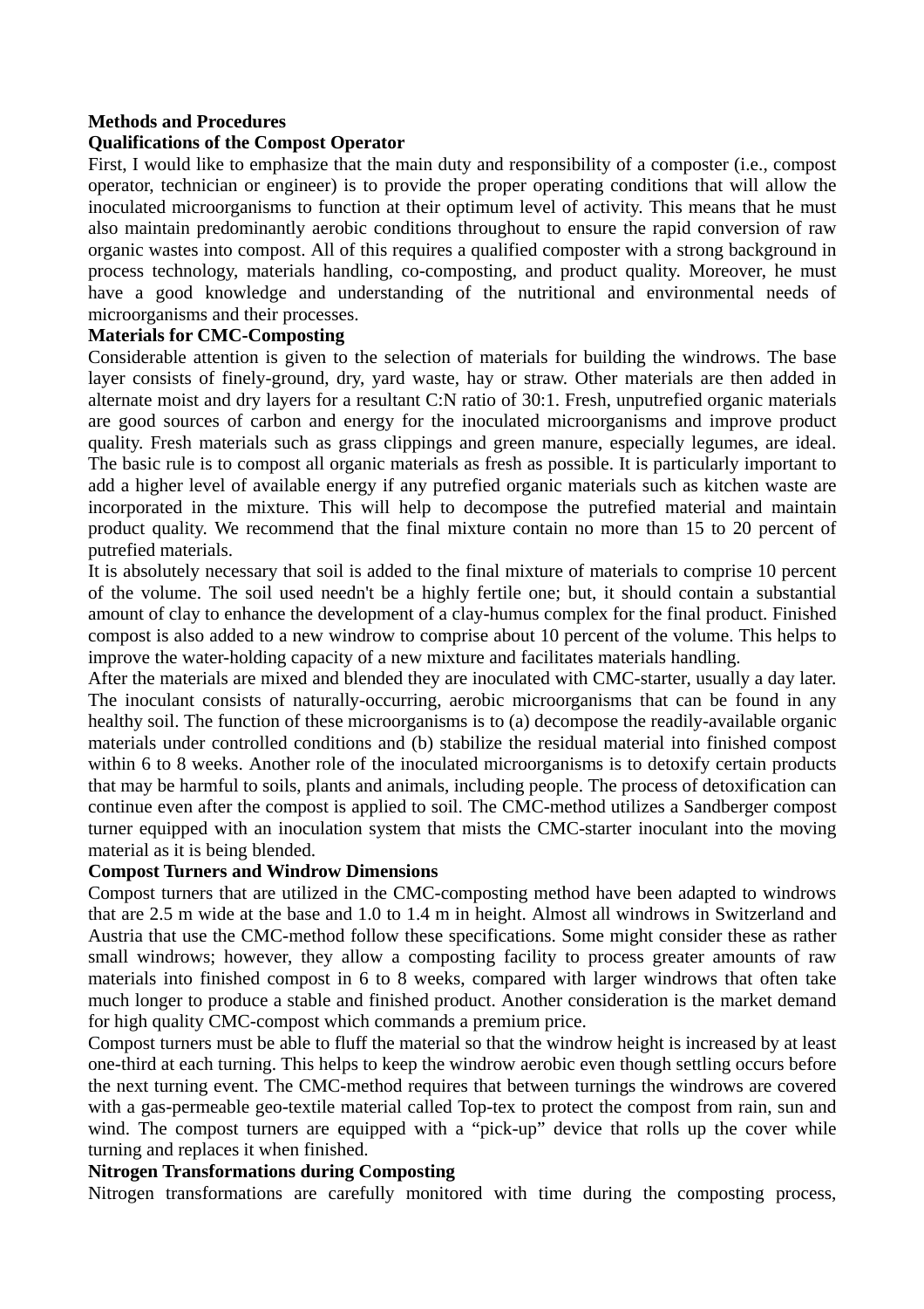## Methods and Procedures

### Qualifications of the Compost Operator

First, I would like to emphasize that the main duty and responsibility of a composter (i.e., compost operator, technician or engineer) is to provide the proper operating conditions that will allow the inoculated microorganisms to function at their optimum level of activity. This means that he must also maintain predominantly aerobic conditions throughout to ensure the rapid conversion of raw organic wastes into compost. All of this requires a qualified composter with a strong background in process technology, materials handling, co-composting, and product quality. Moreover, he must have a good knowledge and understanding of the nutritional and environmental needs of microorganisms and their processes.

### Materials for CMC-Composting

Considerable attention is given to the selection of materials for building the windrows. The base layer consists of finely-ground, dry, yard waste, hay or straw. Other materials are then added in alternate moist and dry layers for a resultant C:N ratio of 30:1. Fresh, unputrefied organic materials are good sources of carbon and energy for the inoculated microorganisms and improve product quality. Fresh materials such as grass clippings and green manure, especially legumes, are ideal. The basic rule is to compost all organic materials as fresh as possible. It is particularly important to add a higher level of available energy if any putrefied organic materials such as kitchen waste are incorporated in the mixture. This will help to decompose the putrefied material and maintain product quality. We recommend that the final mixture contain no more than 15 to 20 percent of putrefied materials.

It is absolutely necessary that soil is added to the final mixture of materials to comprise 10 percent of the volume. The soil used needn't be a highly fertile one; but, it should contain a substantial amount of clay to enhance the development of a clay-humus complex for the final product. Finished compost is also added to a new windrow to comprise about 10 percent of the volume. This helps to improve the water-holding capacity of a new mixture and facilitates materials handling.

After the materials are mixed and blended they are inoculated with CMC-starter, usually a day later. The inoculant consists of naturally-occurring, aerobic microorganisms that can be found in any healthy soil. The function of these microorganisms is to (a) decompose the readily-available organic materials under controlled conditions and (b) stabilize the residual material into finished compost within 6 to 8 weeks. Another role of the inoculated microorganisms is to detoxify certain products that may be harmful to soils, plants and animals, including people. The process of detoxification can continue even after the compost is applied to soil. The CMC-method utilizes a Sandberger compost turner equipped with an inoculation system that mists the CMC-starter inoculant into the moving material as it is being blended.

### Compost Turners and Windrow Dimensions

Compost turners that are utilized in the CMC-composting method have been adapted to windrows that are 2.5 m wide at the base and 1.0 to 1.4 m in height. Almost all windrows in Switzerland and Austria that use the CMC-method follow these specifications. Some might consider these as rather small windrows; however, they allow a composting facility to process greater amounts of raw materials into finished compost in 6 to 8 weeks, compared with larger windrows that often take much longer to produce a stable and finished product. Another consideration is the market demand for high quality CMC-compost which commands a premium price.

Compost turners must be able to fluff the material so that the windrow height is increased by at least one-third at each turning. This helps to keep the windrow aerobic even though settling occurs before the next turning event. The CMC-method requires that between turnings the windrows are covered with a gas-permeable geo-textile material called Top-tex to protect the compost from rain, sun and wind. The compost turners are equipped with a "pick-up" device that rolls up the cover while turning and replaces it when finished.

### Nitrogen Transformations during Composting

Nitrogen transformations are carefully monitored with time during the composting process,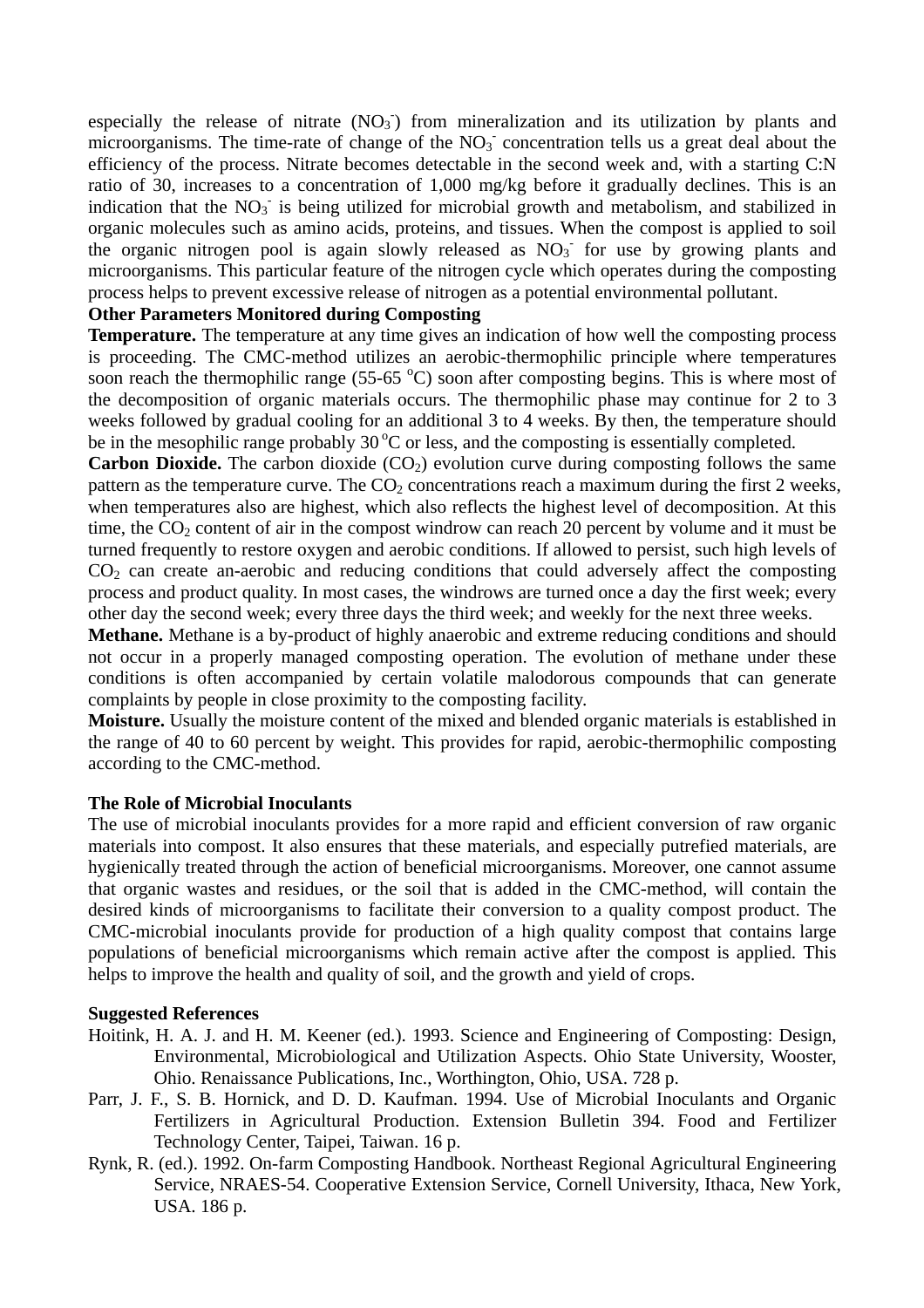especially the release of nitrate ($NO_3^-$) from mineralization and its utilization by plants and microorganisms. The time-rate of change of the $NO_3^-$ concentration tells us a great deal about the efficiency of the process. Nitrate becomes detectable in the second week and, with a starting C:N ratio of 30, increases to a concentration of 1,000 mg/kg before it gradually declines. This is an indication that the $NO_3^-$ is being utilized for microbial growth and metabolism, and stabilized in organic molecules such as amino acids, proteins, and tissues. When the compost is applied to soil the organic nitrogen pool is again slowly released as $NO_3^-$ for use by growing plants and microorganisms. This particular feature of the nitrogen cycle which operates during the composting process helps to prevent excessive release of nitrogen as a potential environmental pollutant.

**Other Parameters Monitored during Composting**

**Temperature.** The temperature at any time gives an indication of how well the composting process is proceeding. The CMC-method utilizes an aerobic-thermophilic principle where temperatures soon reach the thermophilic range (55-65 $^oC$) soon after composting begins. This is where most of the decomposition of organic materials occurs. The thermophilic phase may continue for 2 to 3 weeks followed by gradual cooling for an additional 3 to 4 weeks. By then, the temperature should be in the mesophilic range probably 30 $^oC$ or less, and the composting is essentially completed.

**Carbon Dioxide.** The carbon dioxide ($CO_2$) evolution curve during composting follows the same pattern as the temperature curve. The $CO_2$ concentrations reach a maximum during the first 2 weeks, when temperatures also are highest, which also reflects the highest level of decomposition. At this time, the $CO_2$ content of air in the compost windrow can reach 20 percent by volume and it must be turned frequently to restore oxygen and aerobic conditions. If allowed to persist, such high levels of $CO_2$ can create an-aerobic and reducing conditions that could adversely affect the composting process and product quality. In most cases, the windrows are turned once a day the first week; every other day the second week; every three days the third week; and weekly for the next three weeks.

**Methane.** Methane is a by-product of highly anaerobic and extreme reducing conditions and should not occur in a properly managed composting operation. The evolution of methane under these conditions is often accompanied by certain volatile malodorous compounds that can generate complaints by people in close proximity to the composting facility.

**Moisture.** Usually the moisture content of the mixed and blended organic materials is established in the range of 40 to 60 percent by weight. This provides for rapid, aerobic-thermophilic composting according to the CMC-method.

**The Role of Microbial Inoculants**

The use of microbial inoculants provides for a more rapid and efficient conversion of raw organic materials into compost. It also ensures that these materials, and especially putrefied materials, are hygienically treated through the action of beneficial microorganisms. Moreover, one cannot assume that organic wastes and residues, or the soil that is added in the CMC-method, will contain the desired kinds of microorganisms to facilitate their conversion to a quality compost product. The CMC-microbial inoculants provide for production of a high quality compost that contains large populations of beneficial microorganisms which remain active after the compost is applied. This helps to improve the health and quality of soil, and the growth and yield of crops.

**Suggested References**

Hoitink, H. A. J. and H. M. Keener (ed.). 1993. Science and Engineering of Composting: Design, Environmental, Microbiological and Utilization Aspects. Ohio State University, Wooster, Ohio. Renaissance Publications, Inc., Worthington, Ohio, USA. 728 p.

Parr, J. F., S. B. Hornick, and D. D. Kaufman. 1994. Use of Microbial Inoculants and Organic Fertilizers in Agricultural Production. Extension Bulletin 394. Food and Fertilizer Technology Center, Taipei, Taiwan. 16 p.

Rynk, R. (ed.). 1992. On-farm Composting Handbook. Northeast Regional Agricultural Engineering Service, NRAES-54. Cooperative Extension Service, Cornell University, Ithaca, New York, USA. 186 p.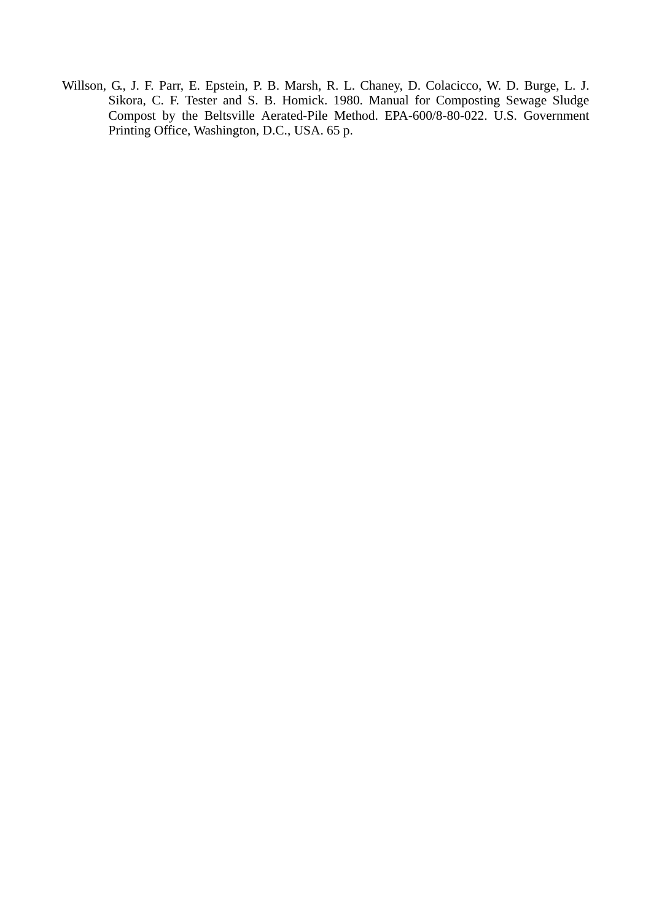Willson, G., J. F. Parr, E. Epstein, P. B. Marsh, R. L. Chaney, D. Colacicco, W. D. Burge, L. J. Sikora, C. F. Tester and S. B. Homick. 1980. Manual for Composting Sewage Sludge Compost by the Beltsville Aerated-Pile Method. EPA-600/8-80-022. U.S. Government Printing Office, Washington, D.C., USA. 65 p.